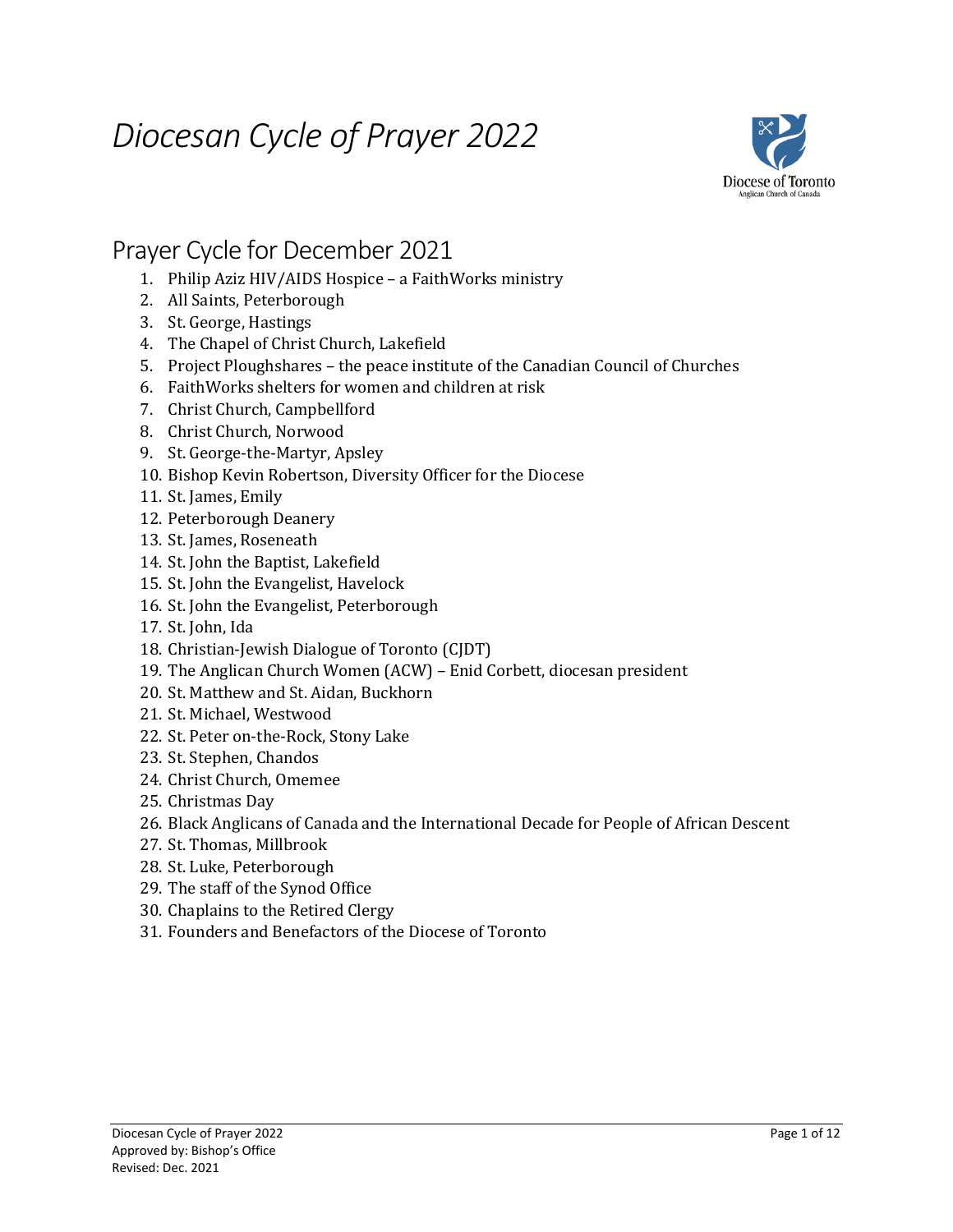# *Diocesan Cycle of Prayer 2022*

## Prayer Cycle for December 2021

1. Philip Aziz HIV/AIDS Hospice – a FaithWorks ministry
2. All Saints, Peterborough
3. St. George, Hastings
4. The Chapel of Christ Church, Lakefield
5. Project Ploughshares – the peace institute of the Canadian Council of Churches
6. FaithWorks shelters for women and children at risk
7. Christ Church, Campbellford
8. Christ Church, Norwood
9. St. George-the-Martyr, Apsley
10. Bishop Kevin Robertson, Diversity Officer for the Diocese
11. St. James, Emily
12. Peterborough Deanery
13. St. James, Roseneath
14. St. John the Baptist, Lakefield
15. St. John the Evangelist, Havelock
16. St. John the Evangelist, Peterborough
17. St. John, Ida
18. Christian-Jewish Dialogue of Toronto (CJDT)
19. The Anglican Church Women (ACW) – Enid Corbett, diocesan president
20. St. Matthew and St. Aidan, Buckhorn
21. St. Michael, Westwood
22. St. Peter on-the-Rock, Stony Lake
23. St. Stephen, Chandos
24. Christ Church, Omemee
25. Christmas Day
26. Black Anglicans of Canada and the International Decade for People of African Descent
27. St. Thomas, Millbrook
28. St. Luke, Peterborough
29. The staff of the Synod Office
30. Chaplains to the Retired Clergy
31. Founders and Benefactors of the Diocese of Toronto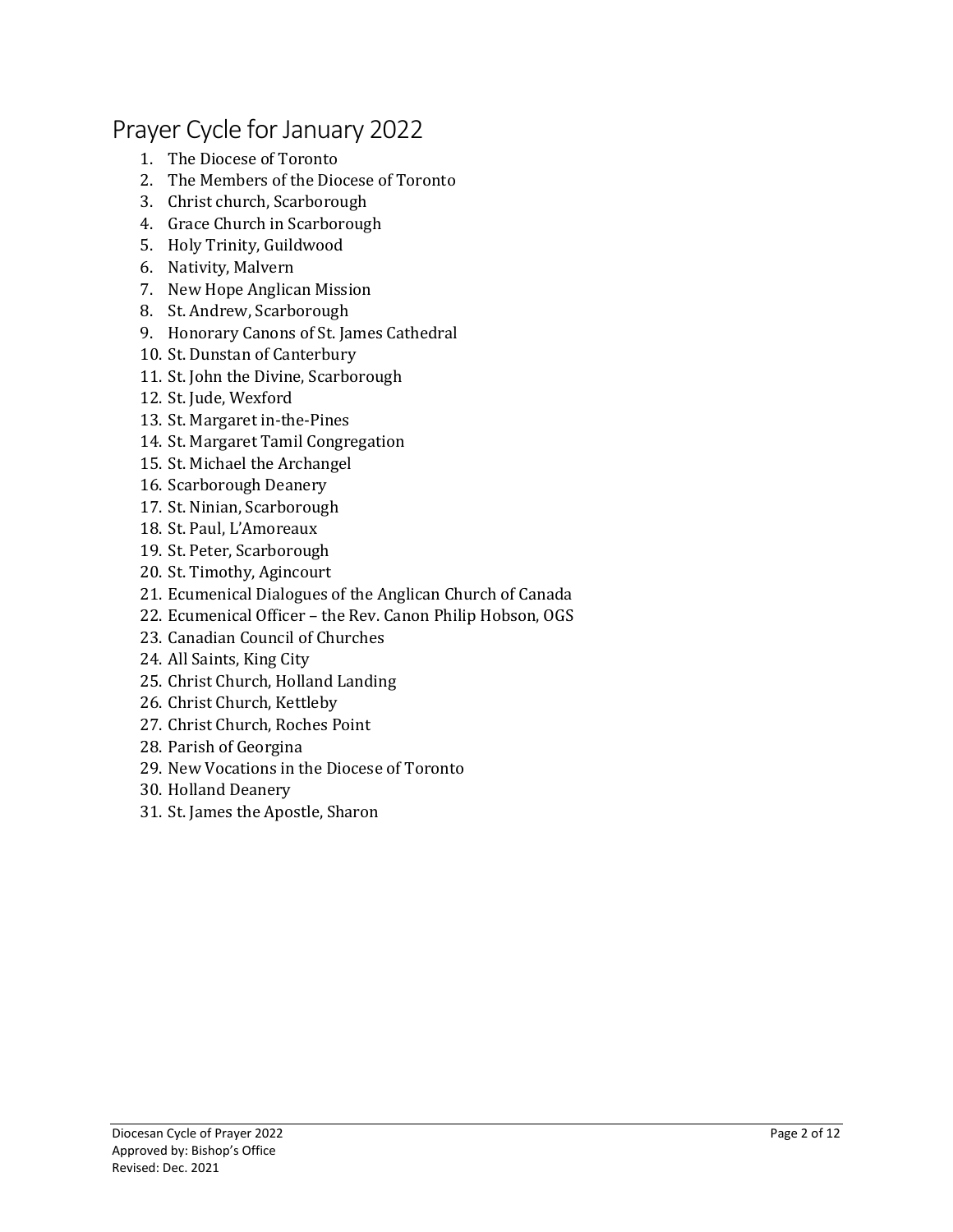# Prayer Cycle for January 2022

1. The Diocese of Toronto
2. The Members of the Diocese of Toronto
3. Christ church, Scarborough
4. Grace Church in Scarborough
5. Holy Trinity, Guildwood
6. Nativity, Malvern
7. New Hope Anglican Mission
8. St. Andrew, Scarborough
9. Honorary Canons of St. James Cathedral
10. St. Dunstan of Canterbury
11. St. John the Divine, Scarborough
12. St. Jude, Wexford
13. St. Margaret in-the-Pines
14. St. Margaret Tamil Congregation
15. St. Michael the Archangel
16. Scarborough Deanery
17. St. Ninian, Scarborough
18. St. Paul, L'Amoreaux
19. St. Peter, Scarborough
20. St. Timothy, Agincourt
21. Ecumenical Dialogues of the Anglican Church of Canada
22. Ecumenical Officer – the Rev. Canon Philip Hobson, OGS
23. Canadian Council of Churches
24. All Saints, King City
25. Christ Church, Holland Landing
26. Christ Church, Kettleby
27. Christ Church, Roches Point
28. Parish of Georgina
29. New Vocations in the Diocese of Toronto
30. Holland Deanery
31. St. James the Apostle, Sharon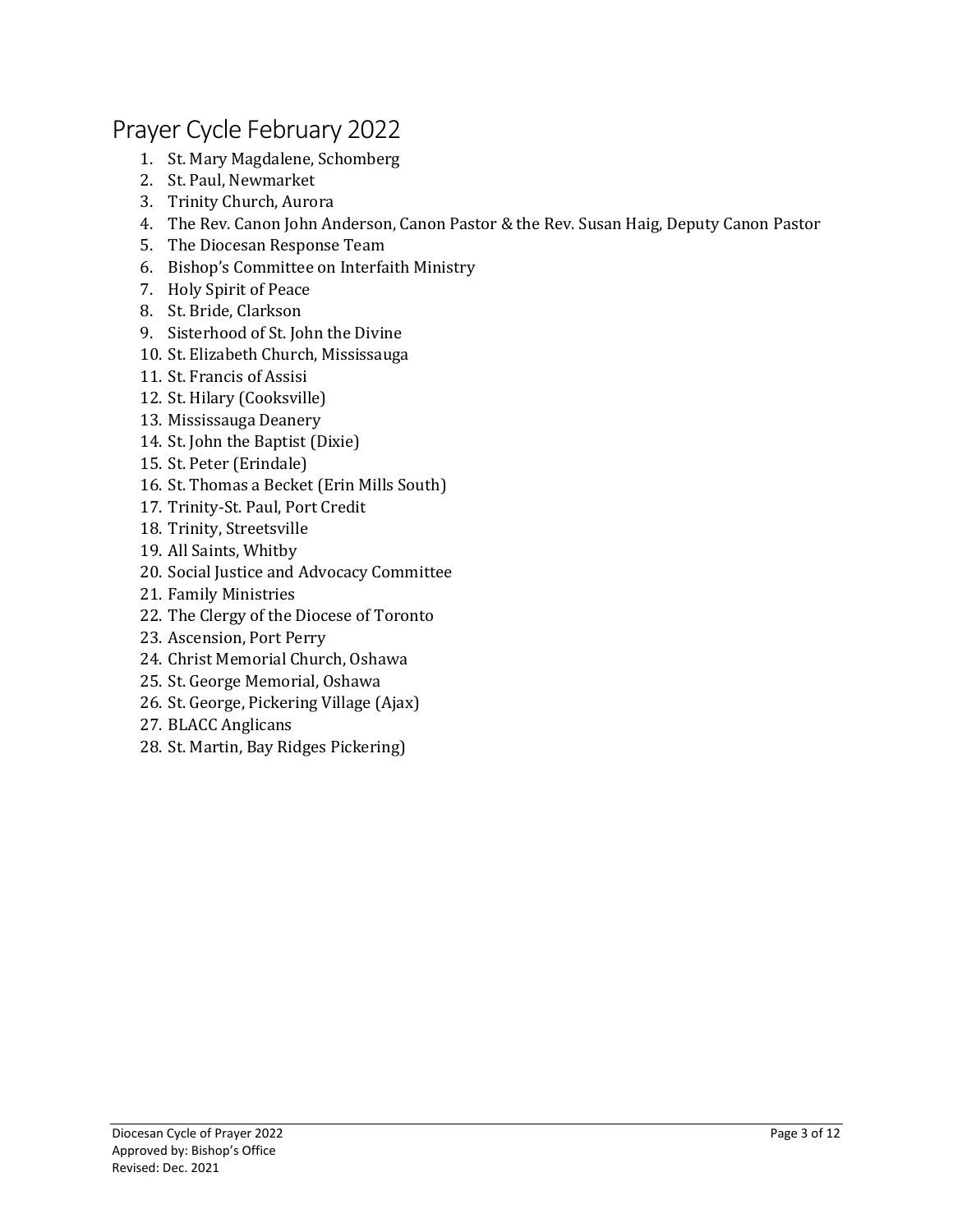# Prayer Cycle February 2022

1. St. Mary Magdalene, Schomberg
2. St. Paul, Newmarket
3. Trinity Church, Aurora
4. The Rev. Canon John Anderson, Canon Pastor & the Rev. Susan Haig, Deputy Canon Pastor
5. The Diocesan Response Team
6. Bishop's Committee on Interfaith Ministry
7. Holy Spirit of Peace
8. St. Bride, Clarkson
9. Sisterhood of St. John the Divine
10. St. Elizabeth Church, Mississauga
11. St. Francis of Assisi
12. St. Hilary (Cooksville)
13. Mississauga Deanery
14. St. John the Baptist (Dixie)
15. St. Peter (Erindale)
16. St. Thomas a Becket (Erin Mills South)
17. Trinity-St. Paul, Port Credit
18. Trinity, Streetsville
19. All Saints, Whitby
20. Social Justice and Advocacy Committee
21. Family Ministries
22. The Clergy of the Diocese of Toronto
23. Ascension, Port Perry
24. Christ Memorial Church, Oshawa
25. St. George Memorial, Oshawa
26. St. George, Pickering Village (Ajax)
27. BLACC Anglicans
28. St. Martin, Bay Ridges Pickering)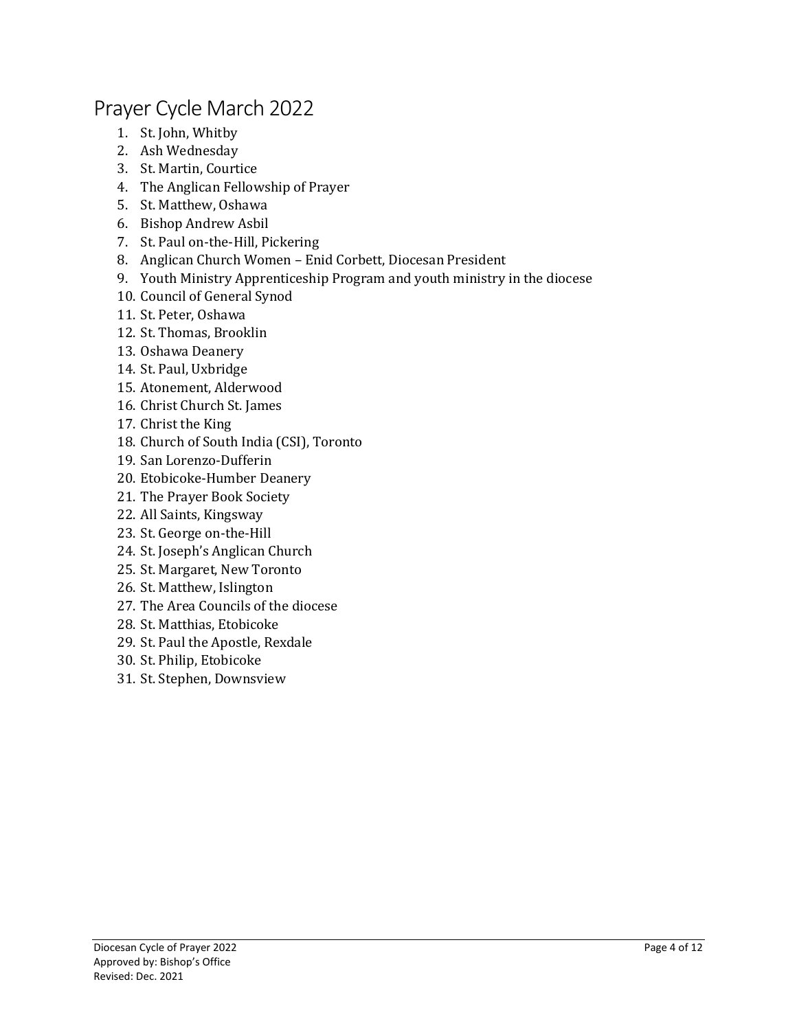# Prayer Cycle March 2022

1. St. John, Whitby
2. Ash Wednesday
3. St. Martin, Courtice
4. The Anglican Fellowship of Prayer
5. St. Matthew, Oshawa
6. Bishop Andrew Asbil
7. St. Paul on-the-Hill, Pickering
8. Anglican Church Women – Enid Corbett, Diocesan President
9. Youth Ministry Apprenticeship Program and youth ministry in the diocese
10. Council of General Synod
11. St. Peter, Oshawa
12. St. Thomas, Brooklin
13. Oshawa Deanery
14. St. Paul, Uxbridge
15. Atonement, Alderwood
16. Christ Church St. James
17. Christ the King
18. Church of South India (CSI), Toronto
19. San Lorenzo-Dufferin
20. Etobicoke-Humber Deanery
21. The Prayer Book Society
22. All Saints, Kingsway
23. St. George on-the-Hill
24. St. Joseph's Anglican Church
25. St. Margaret, New Toronto
26. St. Matthew, Islington
27. The Area Councils of the diocese
28. St. Matthias, Etobicoke
29. St. Paul the Apostle, Rexdale
30. St. Philip, Etobicoke
31. St. Stephen, Downsview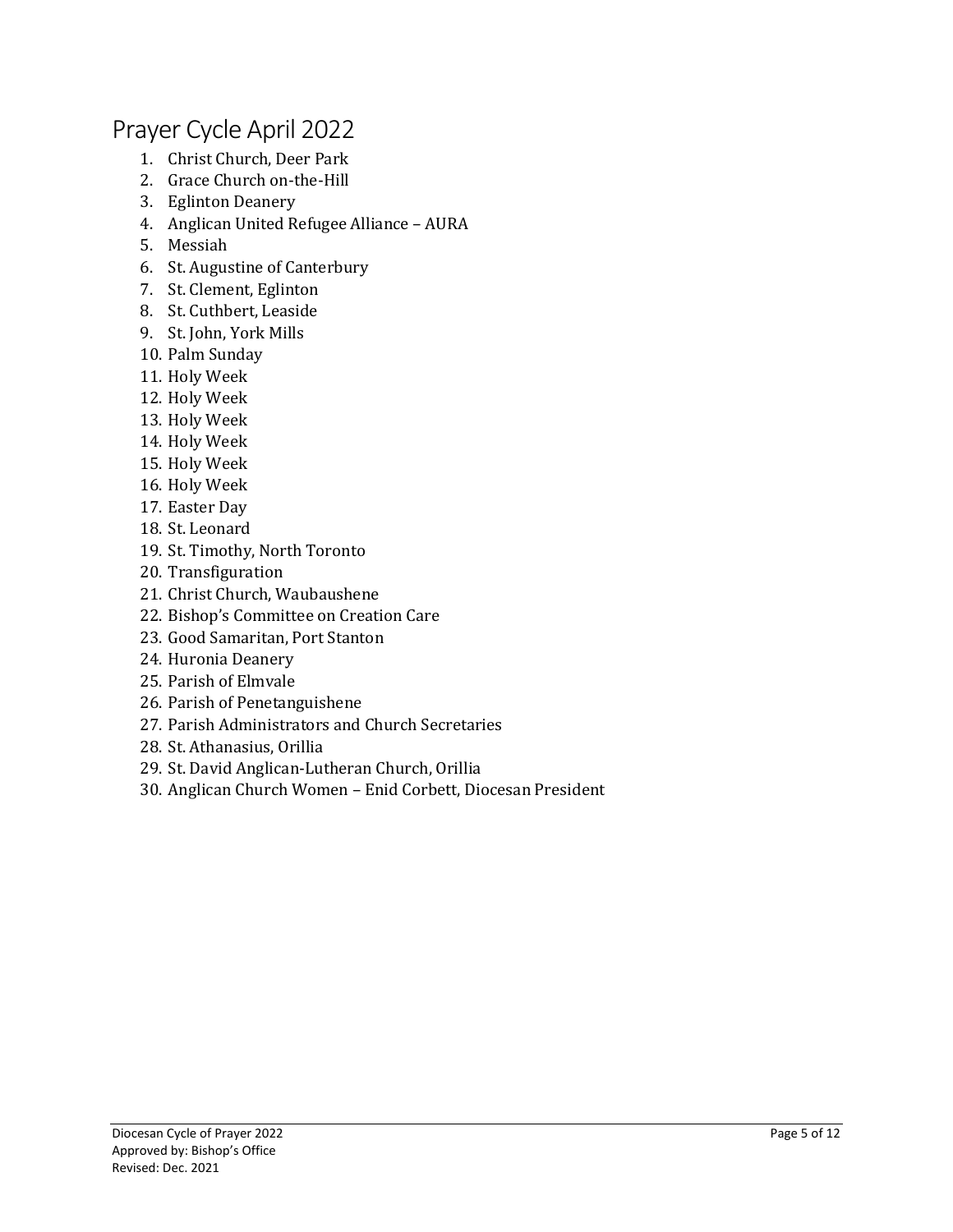# Prayer Cycle April 2022

1. Christ Church, Deer Park
2. Grace Church on-the-Hill
3. Eglinton Deanery
4. Anglican United Refugee Alliance – AURA
5. Messiah
6. St. Augustine of Canterbury
7. St. Clement, Eglinton
8. St. Cuthbert, Leaside
9. St. John, York Mills
10. Palm Sunday
11. Holy Week
12. Holy Week
13. Holy Week
14. Holy Week
15. Holy Week
16. Holy Week
17. Easter Day
18. St. Leonard
19. St. Timothy, North Toronto
20. Transfiguration
21. Christ Church, Waubaushene
22. Bishop's Committee on Creation Care
23. Good Samaritan, Port Stanton
24. Huronia Deanery
25. Parish of Elmvale
26. Parish of Penetanguishene
27. Parish Administrators and Church Secretaries
28. St. Athanasius, Orillia
29. St. David Anglican-Lutheran Church, Orillia
30. Anglican Church Women – Enid Corbett, Diocesan President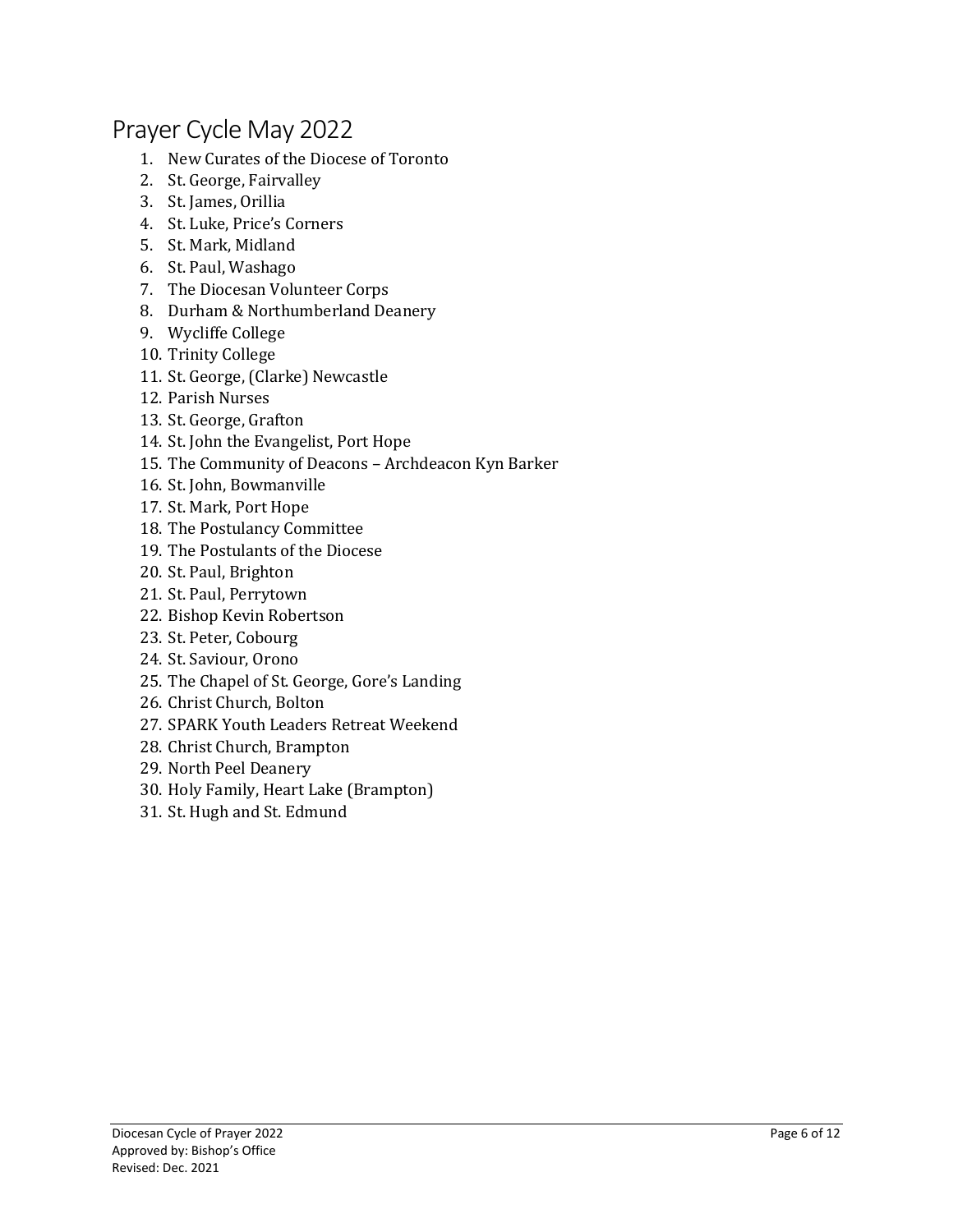# Prayer Cycle May 2022

1. New Curates of the Diocese of Toronto
2. St. George, Fairvalley
3. St. James, Orillia
4. St. Luke, Price's Corners
5. St. Mark, Midland
6. St. Paul, Washago
7. The Diocesan Volunteer Corps
8. Durham & Northumberland Deanery
9. Wycliffe College
10. Trinity College
11. St. George, (Clarke) Newcastle
12. Parish Nurses
13. St. George, Grafton
14. St. John the Evangelist, Port Hope
15. The Community of Deacons – Archdeacon Kyn Barker
16. St. John, Bowmanville
17. St. Mark, Port Hope
18. The Postulancy Committee
19. The Postulants of the Diocese
20. St. Paul, Brighton
21. St. Paul, Perrytown
22. Bishop Kevin Robertson
23. St. Peter, Cobourg
24. St. Saviour, Orono
25. The Chapel of St. George, Gore's Landing
26. Christ Church, Bolton
27. SPARK Youth Leaders Retreat Weekend
28. Christ Church, Brampton
29. North Peel Deanery
30. Holy Family, Heart Lake (Brampton)
31. St. Hugh and St. Edmund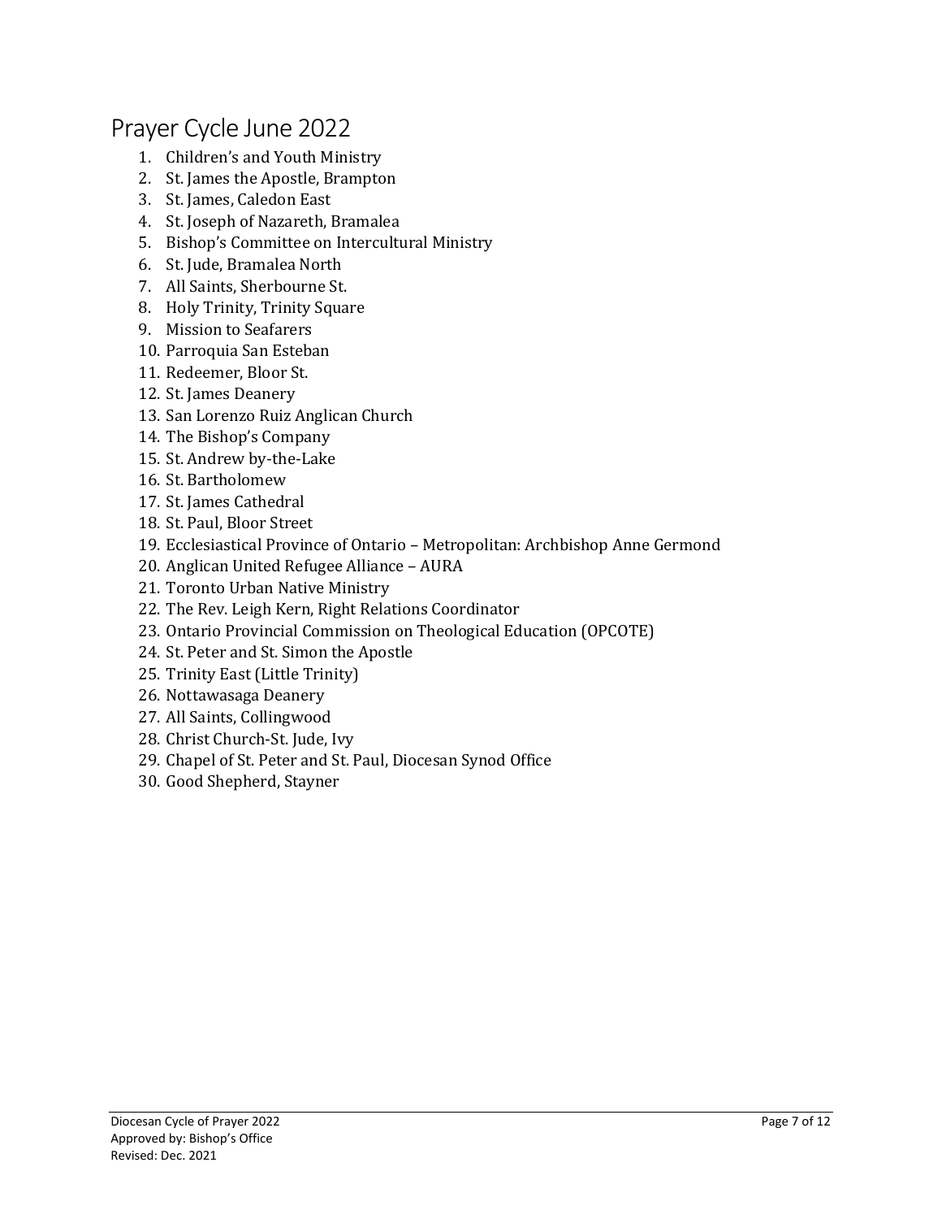# Prayer Cycle June 2022

1. Children's and Youth Ministry
2. St. James the Apostle, Brampton
3. St. James, Caledon East
4. St. Joseph of Nazareth, Bramalea
5. Bishop's Committee on Intercultural Ministry
6. St. Jude, Bramalea North
7. All Saints, Sherbourne St.
8. Holy Trinity, Trinity Square
9. Mission to Seafarers
10. Parroquia San Esteban
11. Redeemer, Bloor St.
12. St. James Deanery
13. San Lorenzo Ruiz Anglican Church
14. The Bishop's Company
15. St. Andrew by-the-Lake
16. St. Bartholomew
17. St. James Cathedral
18. St. Paul, Bloor Street
19. Ecclesiastical Province of Ontario – Metropolitan: Archbishop Anne Germond
20. Anglican United Refugee Alliance – AURA
21. Toronto Urban Native Ministry
22. The Rev. Leigh Kern, Right Relations Coordinator
23. Ontario Provincial Commission on Theological Education (OPCOTE)
24. St. Peter and St. Simon the Apostle
25. Trinity East (Little Trinity)
26. Nottawasaga Deanery
27. All Saints, Collingwood
28. Christ Church-St. Jude, Ivy
29. Chapel of St. Peter and St. Paul, Diocesan Synod Office
30. Good Shepherd, Stayner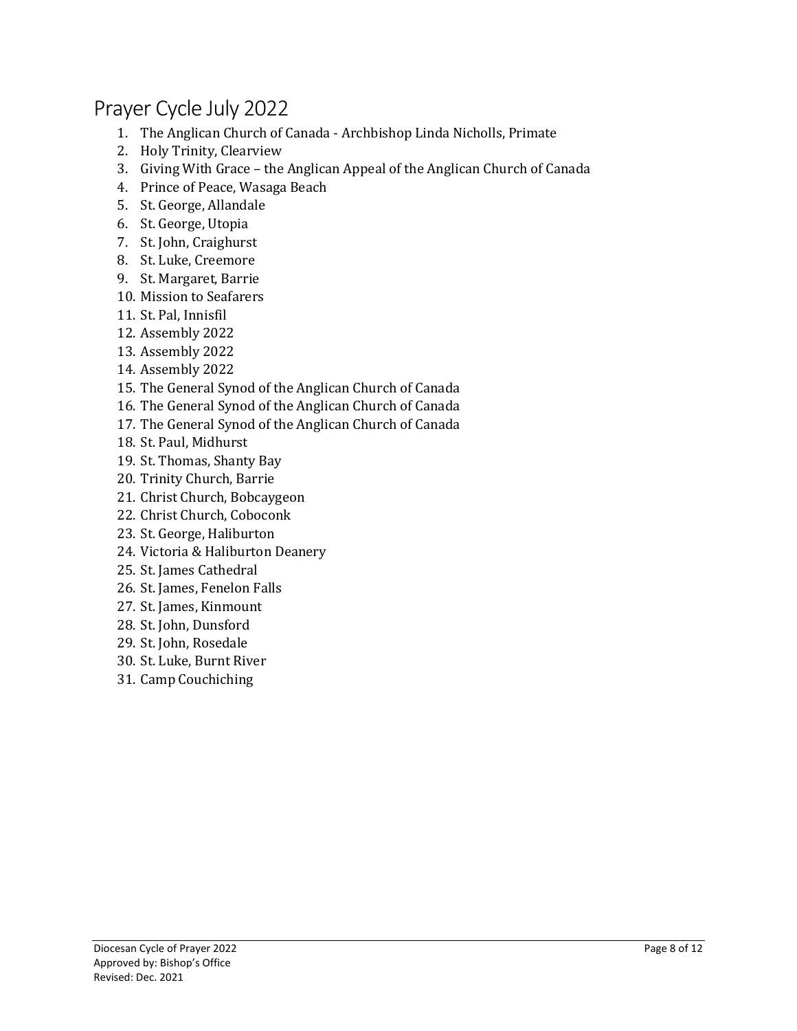# Prayer Cycle July 2022

1. The Anglican Church of Canada - Archbishop Linda Nicholls, Primate
2. Holy Trinity, Clearview
3. Giving With Grace – the Anglican Appeal of the Anglican Church of Canada
4. Prince of Peace, Wasaga Beach
5. St. George, Allandale
6. St. George, Utopia
7. St. John, Craighurst
8. St. Luke, Creemore
9. St. Margaret, Barrie
10. Mission to Seafarers
11. St. Pal, Innisfil
12. Assembly 2022
13. Assembly 2022
14. Assembly 2022
15. The General Synod of the Anglican Church of Canada
16. The General Synod of the Anglican Church of Canada
17. The General Synod of the Anglican Church of Canada
18. St. Paul, Midhurst
19. St. Thomas, Shanty Bay
20. Trinity Church, Barrie
21. Christ Church, Bobcaygeon
22. Christ Church, Coboconk
23. St. George, Haliburton
24. Victoria & Haliburton Deanery
25. St. James Cathedral
26. St. James, Fenelon Falls
27. St. James, Kinmount
28. St. John, Dunsford
29. St. John, Rosedale
30. St. Luke, Burnt River
31. Camp Couchiching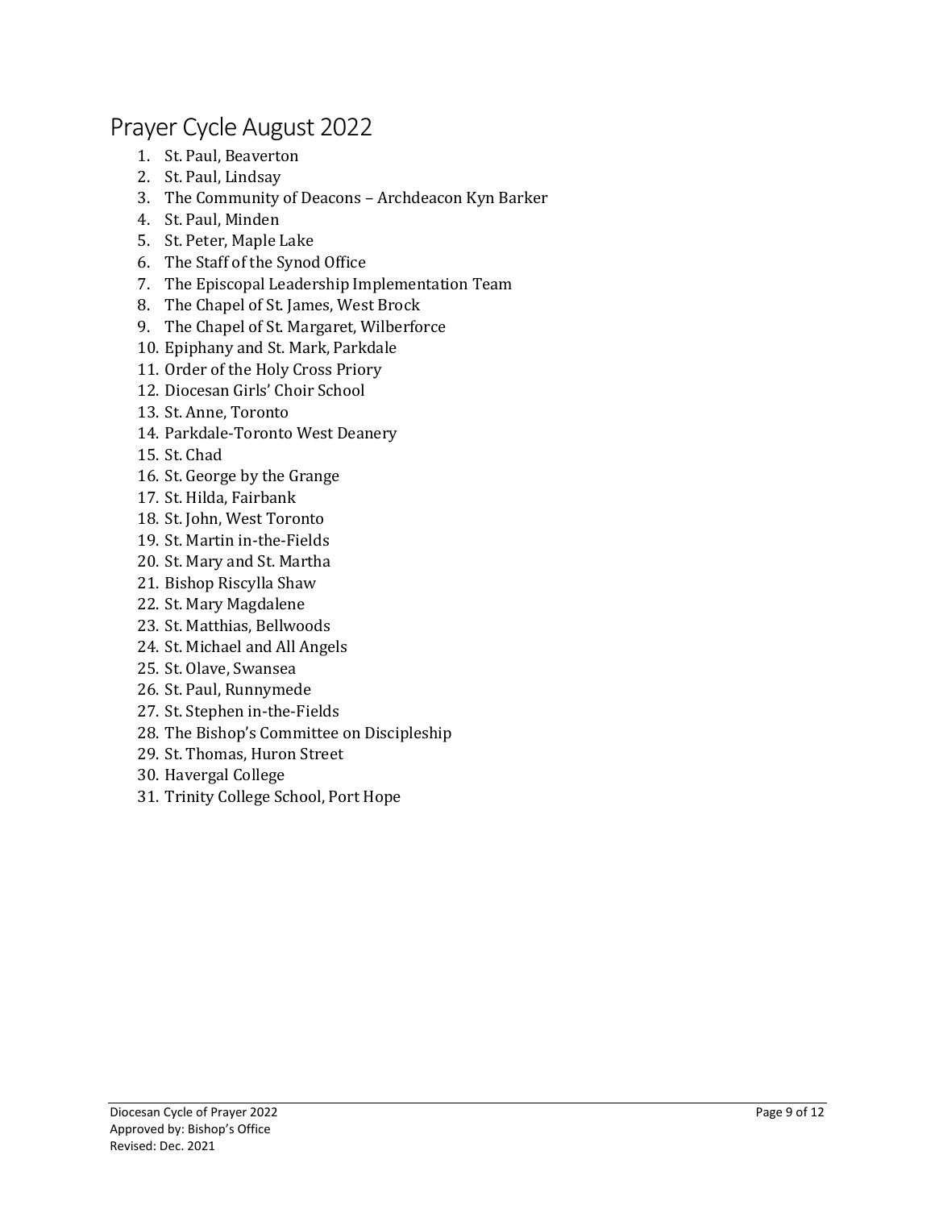# Prayer Cycle August 2022

1. St. Paul, Beaverton
2. St. Paul, Lindsay
3. The Community of Deacons – Archdeacon Kyn Barker
4. St. Paul, Minden
5. St. Peter, Maple Lake
6. The Staff of the Synod Office
7. The Episcopal Leadership Implementation Team
8. The Chapel of St. James, West Brock
9. The Chapel of St. Margaret, Wilberforce
10. Epiphany and St. Mark, Parkdale
11. Order of the Holy Cross Priory
12. Diocesan Girls' Choir School
13. St. Anne, Toronto
14. Parkdale-Toronto West Deanery
15. St. Chad
16. St. George by the Grange
17. St. Hilda, Fairbank
18. St. John, West Toronto
19. St. Martin in-the-Fields
20. St. Mary and St. Martha
21. Bishop Riscylla Shaw
22. St. Mary Magdalene
23. St. Matthias, Bellwoods
24. St. Michael and All Angels
25. St. Olave, Swansea
26. St. Paul, Runnymede
27. St. Stephen in-the-Fields
28. The Bishop's Committee on Discipleship
29. St. Thomas, Huron Street
30. Havergal College
31. Trinity College School, Port Hope

Diocesan Cycle of Prayer 2022
Approved by: Bishop's Office
Revised: Dec. 2021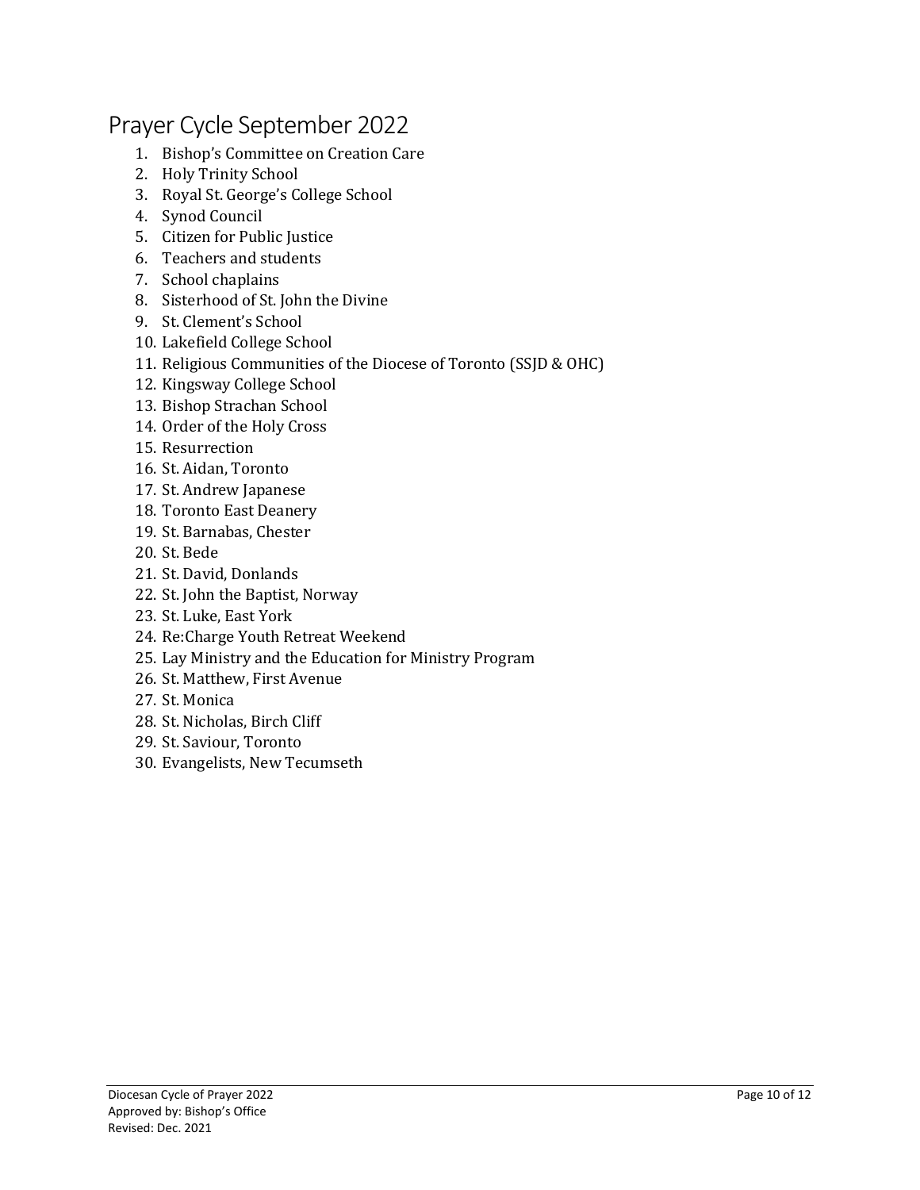# Prayer Cycle September 2022

1. Bishop's Committee on Creation Care
2. Holy Trinity School
3. Royal St. George's College School
4. Synod Council
5. Citizen for Public Justice
6. Teachers and students
7. School chaplains
8. Sisterhood of St. John the Divine
9. St. Clement's School
10. Lakefield College School
11. Religious Communities of the Diocese of Toronto (SSJD & OHC)
12. Kingsway College School
13. Bishop Strachan School
14. Order of the Holy Cross
15. Resurrection
16. St. Aidan, Toronto
17. St. Andrew Japanese
18. Toronto East Deanery
19. St. Barnabas, Chester
20. St. Bede
21. St. David, Donlands
22. St. John the Baptist, Norway
23. St. Luke, East York
24. Re:Charge Youth Retreat Weekend
25. Lay Ministry and the Education for Ministry Program
26. St. Matthew, First Avenue
27. St. Monica
28. St. Nicholas, Birch Cliff
29. St. Saviour, Toronto
30. Evangelists, New Tecumseth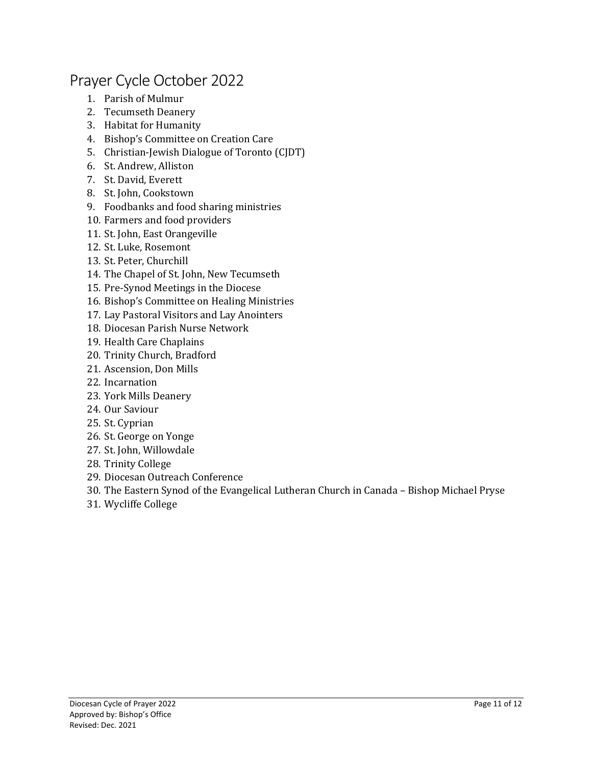# Prayer Cycle October 2022

1. Parish of Mulmur
2. Tecumseth Deanery
3. Habitat for Humanity
4. Bishop's Committee on Creation Care
5. Christian-Jewish Dialogue of Toronto (CJDT)
6. St. Andrew, Alliston
7. St. David, Everett
8. St. John, Cookstown
9. Foodbanks and food sharing ministries
10. Farmers and food providers
11. St. John, East Orangeville
12. St. Luke, Rosemont
13. St. Peter, Churchill
14. The Chapel of St. John, New Tecumseth
15. Pre-Synod Meetings in the Diocese
16. Bishop's Committee on Healing Ministries
17. Lay Pastoral Visitors and Lay Anointers
18. Diocesan Parish Nurse Network
19. Health Care Chaplains
20. Trinity Church, Bradford
21. Ascension, Don Mills
22. Incarnation
23. York Mills Deanery
24. Our Saviour
25. St. Cyprian
26. St. George on Yonge
27. St. John, Willowdale
28. Trinity College
29. Diocesan Outreach Conference
30. The Eastern Synod of the Evangelical Lutheran Church in Canada – Bishop Michael Pryse
31. Wycliffe College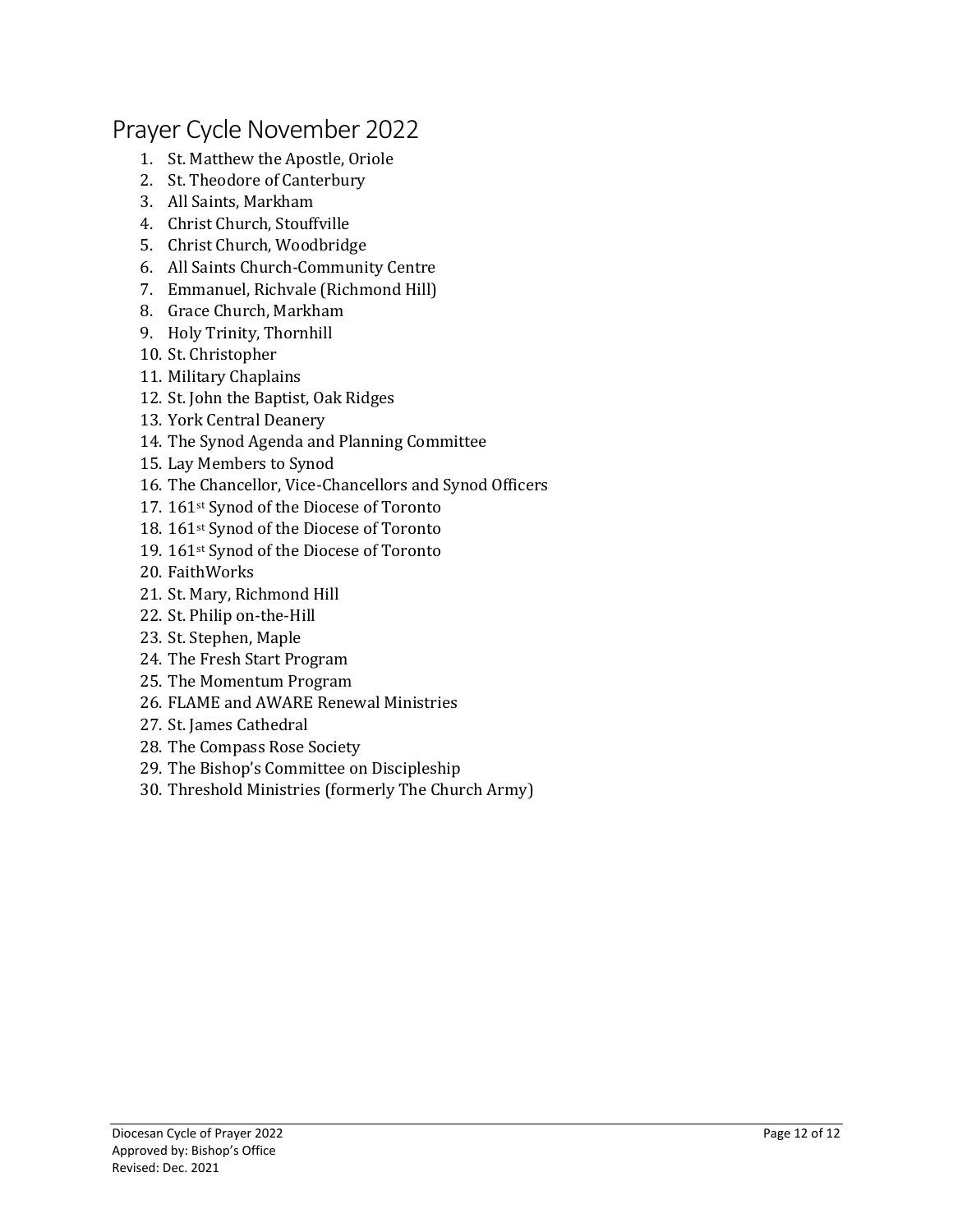# Prayer Cycle November 2022

1. St. Matthew the Apostle, Oriole
2. St. Theodore of Canterbury
3. All Saints, Markham
4. Christ Church, Stouffville
5. Christ Church, Woodbridge
6. All Saints Church-Community Centre
7. Emmanuel, Richvale (Richmond Hill)
8. Grace Church, Markham
9. Holy Trinity, Thornhill
10. St. Christopher
11. Military Chaplains
12. St. John the Baptist, Oak Ridges
13. York Central Deanery
14. The Synod Agenda and Planning Committee
15. Lay Members to Synod
16. The Chancellor, Vice-Chancellors and Synod Officers
17. 161st Synod of the Diocese of Toronto
18. 161st Synod of the Diocese of Toronto
19. 161st Synod of the Diocese of Toronto
20. FaithWorks
21. St. Mary, Richmond Hill
22. St. Philip on-the-Hill
23. St. Stephen, Maple
24. The Fresh Start Program
25. The Momentum Program
26. FLAME and AWARE Renewal Ministries
27. St. James Cathedral
28. The Compass Rose Society
29. The Bishop's Committee on Discipleship
30. Threshold Ministries (formerly The Church Army)